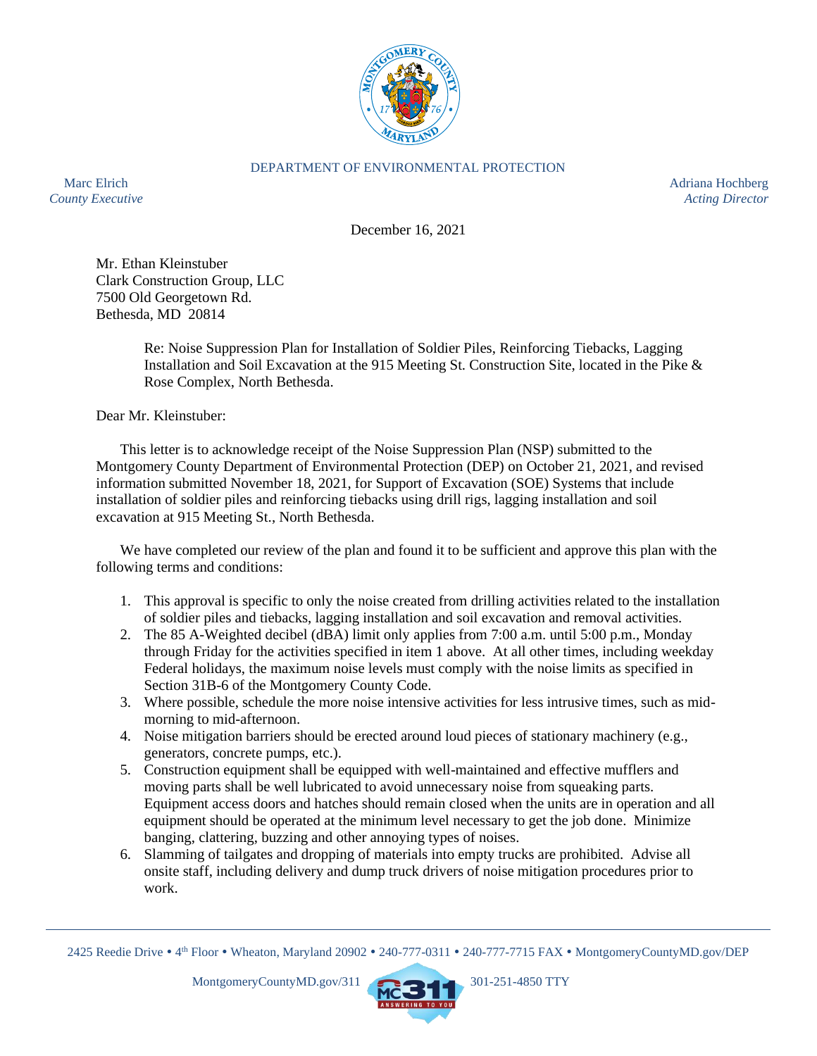DEPARTMENT OF ENVIRONMENTAL PROTECTION

Marc Elrich
*County Executive*

Adriana Hochberg
*Acting Director*

December 16, 2021

Mr. Ethan Kleinstuber
Clark Construction Group, LLC
7500 Old Georgetown Rd.
Bethesda, MD 20814

Re: Noise Suppression Plan for Installation of Soldier Piles, Reinforcing Tiebacks, Lagging Installation and Soil Excavation at the 915 Meeting St. Construction Site, located in the Pike & Rose Complex, North Bethesda.

Dear Mr. Kleinstuber:

This letter is to acknowledge receipt of the Noise Suppression Plan (NSP) submitted to the Montgomery County Department of Environmental Protection (DEP) on October 21, 2021, and revised information submitted November 18, 2021, for Support of Excavation (SOE) Systems that include installation of soldier piles and reinforcing tiebacks using drill rigs, lagging installation and soil excavation at 915 Meeting St., North Bethesda.

We have completed our review of the plan and found it to be sufficient and approve this plan with the following terms and conditions:

1. This approval is specific to only the noise created from drilling activities related to the installation of soldier piles and tiebacks, lagging installation and soil excavation and removal activities.
2. The 85 A-Weighted decibel (dBA) limit only applies from 7:00 a.m. until 5:00 p.m., Monday through Friday for the activities specified in item 1 above. At all other times, including weekday Federal holidays, the maximum noise levels must comply with the noise limits as specified in Section 31B-6 of the Montgomery County Code.
3. Where possible, schedule the more noise intensive activities for less intrusive times, such as mid-morning to mid-afternoon.
4. Noise mitigation barriers should be erected around loud pieces of stationary machinery (e.g., generators, concrete pumps, etc.).
5. Construction equipment shall be equipped with well-maintained and effective mufflers and moving parts shall be well lubricated to avoid unnecessary noise from squeaking parts. Equipment access doors and hatches should remain closed when the units are in operation and all equipment should be operated at the minimum level necessary to get the job done. Minimize banging, clattering, buzzing and other annoying types of noises.
6. Slamming of tailgates and dropping of materials into empty trucks are prohibited. Advise all onsite staff, including delivery and dump truck drivers of noise mitigation procedures prior to work.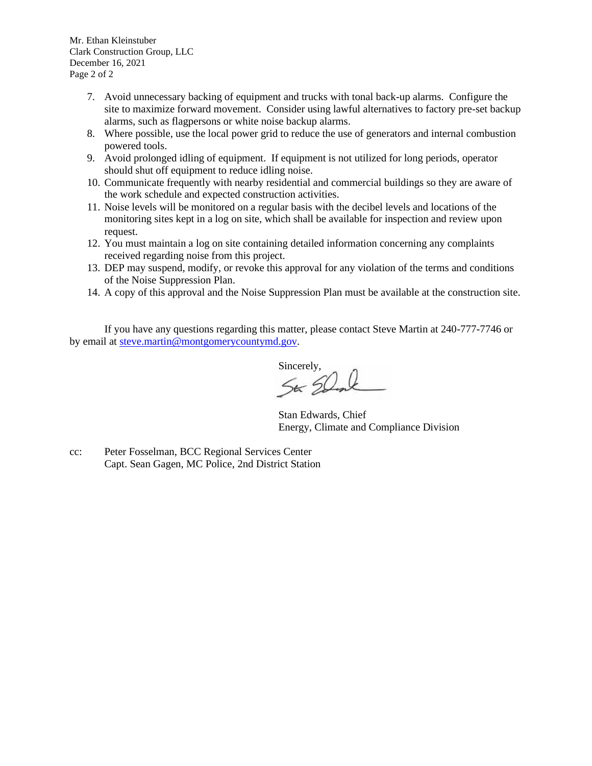7. Avoid unnecessary backing of equipment and trucks with tonal back-up alarms. Configure the site to maximize forward movement. Consider using lawful alternatives to factory pre-set backup alarms, such as flagpersons or white noise backup alarms.
8. Where possible, use the local power grid to reduce the use of generators and internal combustion powered tools.
9. Avoid prolonged idling of equipment. If equipment is not utilized for long periods, operator should shut off equipment to reduce idling noise.
10. Communicate frequently with nearby residential and commercial buildings so they are aware of the work schedule and expected construction activities.
11. Noise levels will be monitored on a regular basis with the decibel levels and locations of the monitoring sites kept in a log on site, which shall be available for inspection and review upon request.
12. You must maintain a log on site containing detailed information concerning any complaints received regarding noise from this project.
13. DEP may suspend, modify, or revoke this approval for any violation of the terms and conditions of the Noise Suppression Plan.
14. A copy of this approval and the Noise Suppression Plan must be available at the construction site.

If you have any questions regarding this matter, please contact Steve Martin at 240-777-7746 or by email at steve.martin@montgomerycountymd.gov.

Sincerely,

Stan Edwards, Chief
Energy, Climate and Compliance Division

cc: Peter Fosselman, BCC Regional Services Center
Capt. Sean Gagen, MC Police, 2nd District Station